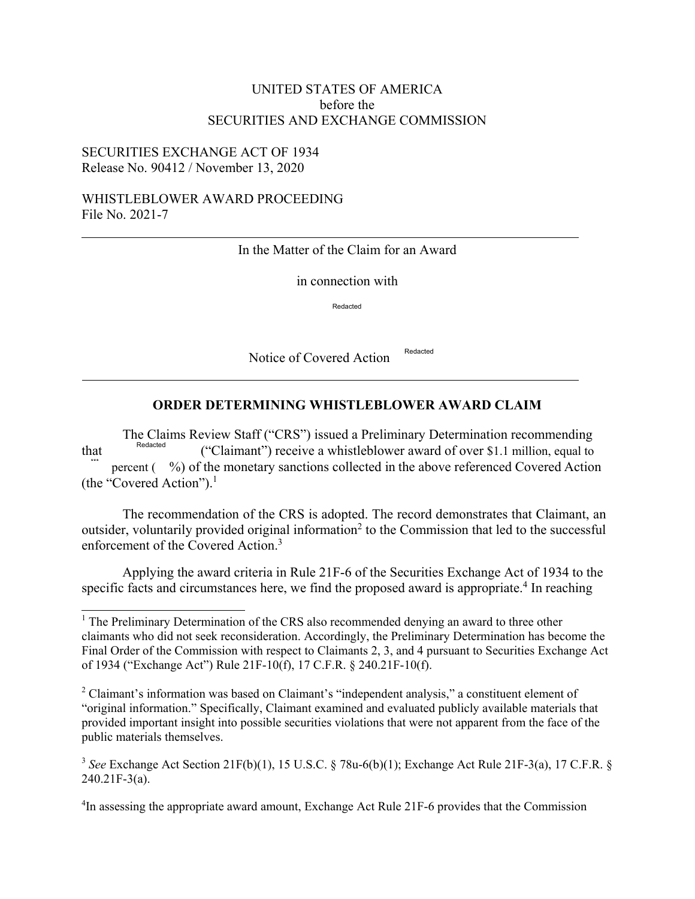UNITED STATES OF AMERICA
before the
SECURITIES AND EXCHANGE COMMISSION

SECURITIES EXCHANGE ACT OF 1934
Release No. 90412 / November 13, 2020

WHISTLEBLOWER AWARD PROCEEDING
File No. 2021-7

---

In the Matter of the Claim for an Award

in connection with

Redacted

Notice of Covered Action Redacted

---

## ORDER DETERMINING WHISTLEBLOWER AWARD CLAIM

The Claims Review Staff ("CRS") issued a Preliminary Determination recommending that Redacted ("Claimant") receive a whistleblower award of over $1.1 million, equal to *** percent ( %) of the monetary sanctions collected in the above referenced Covered Action (the "Covered Action").[1]

The recommendation of the CRS is adopted. The record demonstrates that Claimant, an outsider, voluntarily provided original information[2] to the Commission that led to the successful enforcement of the Covered Action.[3]

Applying the award criteria in Rule 21F-6 of the Securities Exchange Act of 1934 to the specific facts and circumstances here, we find the proposed award is appropriate.[4] In reaching

---

[1] The Preliminary Determination of the CRS also recommended denying an award to three other claimants who did not seek reconsideration. Accordingly, the Preliminary Determination has become the Final Order of the Commission with respect to Claimants 2, 3, and 4 pursuant to Securities Exchange Act of 1934 ("Exchange Act") Rule 21F-10(f), 17 C.F.R. § 240.21F-10(f).

[2] Claimant's information was based on Claimant's "independent analysis," a constituent element of "original information." Specifically, Claimant examined and evaluated publicly available materials that provided important insight into possible securities violations that were not apparent from the face of the public materials themselves.

[3] *See* Exchange Act Section 21F(b)(1), 15 U.S.C. § 78u-6(b)(1); Exchange Act Rule 21F-3(a), 17 C.F.R. § 240.21F-3(a).

[4] In assessing the appropriate award amount, Exchange Act Rule 21F-6 provides that the Commission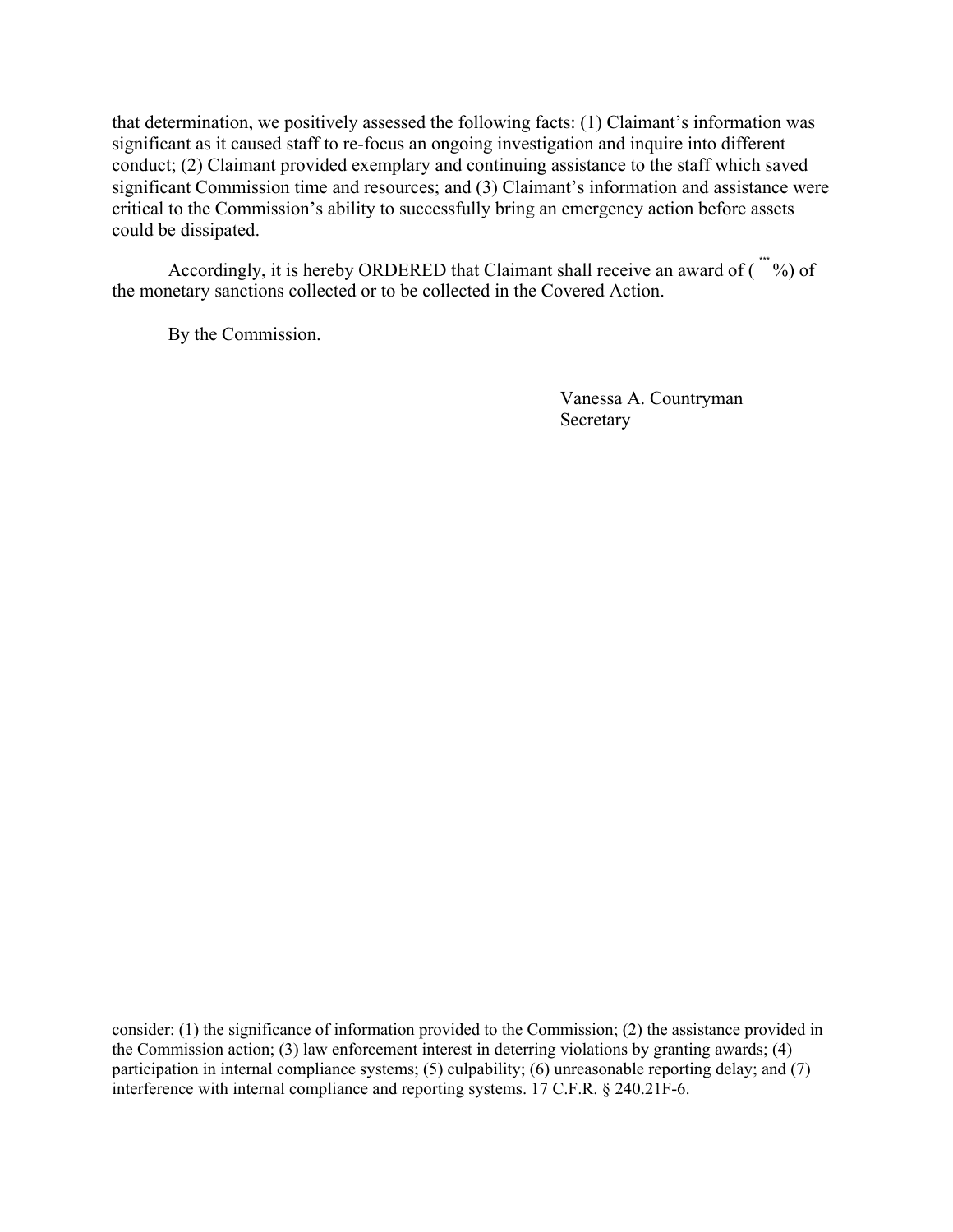that determination, we positively assessed the following facts: (1) Claimant's information was significant as it caused staff to re-focus an ongoing investigation and inquire into different conduct; (2) Claimant provided exemplary and continuing assistance to the staff which saved significant Commission time and resources; and (3) Claimant's information and assistance were critical to the Commission's ability to successfully bring an emergency action before assets could be dissipated.

Accordingly, it is hereby ORDERED that Claimant shall receive an award of ( *** %) of the monetary sanctions collected or to be collected in the Covered Action.

By the Commission.

Vanessa A. Countryman
Secretary

---

consider: (1) the significance of information provided to the Commission; (2) the assistance provided in the Commission action; (3) law enforcement interest in deterring violations by granting awards; (4) participation in internal compliance systems; (5) culpability; (6) unreasonable reporting delay; and (7) interference with internal compliance and reporting systems. 17 C.F.R. § 240.21F-6.